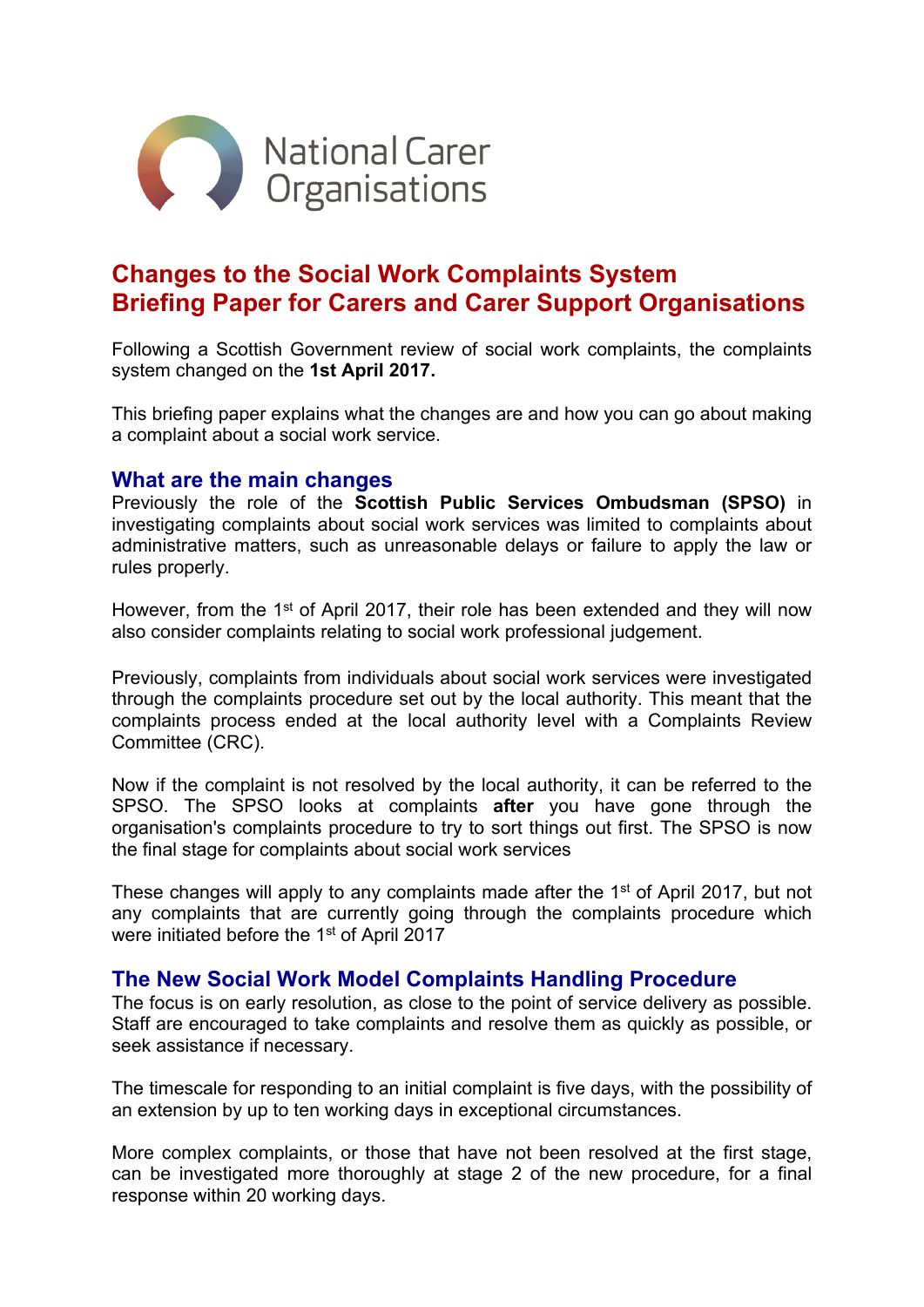National Carer Organisations

# Changes to the Social Work Complaints System
# Briefing Paper for Carers and Carer Support Organisations

Following a Scottish Government review of social work complaints, the complaints system changed on the **1st April 2017.**

This briefing paper explains what the changes are and how you can go about making a complaint about a social work service.

## What are the main changes

Previously the role of the **Scottish Public Services Ombudsman (SPSO)** in investigating complaints about social work services was limited to complaints about administrative matters, such as unreasonable delays or failure to apply the law or rules properly.

However, from the 1st of April 2017, their role has been extended and they will now also consider complaints relating to social work professional judgement.

Previously, complaints from individuals about social work services were investigated through the complaints procedure set out by the local authority. This meant that the complaints process ended at the local authority level with a Complaints Review Committee (CRC).

Now if the complaint is not resolved by the local authority, it can be referred to the SPSO. The SPSO looks at complaints **after** you have gone through the organisation's complaints procedure to try to sort things out first. The SPSO is now the final stage for complaints about social work services

These changes will apply to any complaints made after the 1st of April 2017, but not any complaints that are currently going through the complaints procedure which were initiated before the 1st of April 2017

## The New Social Work Model Complaints Handling Procedure

The focus is on early resolution, as close to the point of service delivery as possible. Staff are encouraged to take complaints and resolve them as quickly as possible, or seek assistance if necessary.

The timescale for responding to an initial complaint is five days, with the possibility of an extension by up to ten working days in exceptional circumstances.

More complex complaints, or those that have not been resolved at the first stage, can be investigated more thoroughly at stage 2 of the new procedure, for a final response within 20 working days.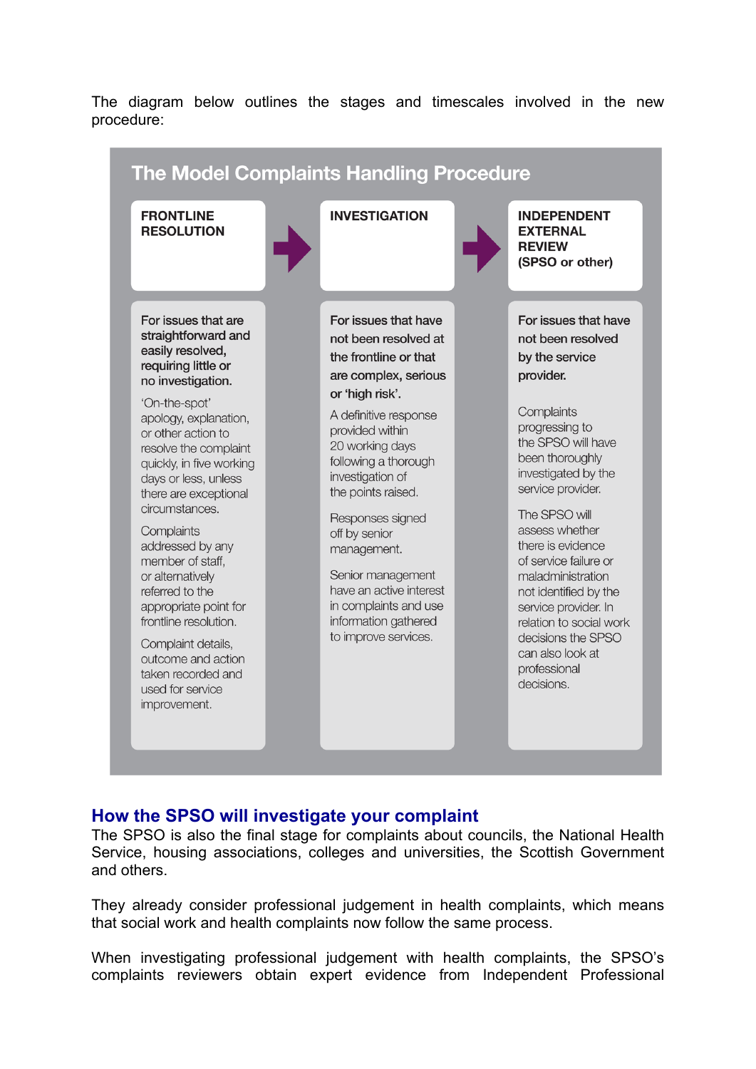The diagram below outlines the stages and timescales involved in the new procedure:

### The Model Complaints Handling Procedure

| FRONTLINE RESOLUTION | INVESTIGATION | INDEPENDENT EXTERNAL REVIEW (SPSO or other) |
|---|---|---|
| **For issues that are straightforward and easily resolved, requiring little or no investigation.** | **For issues that have not been resolved at the frontline or that are complex, serious or 'high risk'.** | **For issues that have not been resolved by the service provider.** |
| 'On-the-spot' apology, explanation, or other action to resolve the complaint quickly, in five working days or less, unless there are exceptional circumstances. | A definitive response provided within 20 working days following a thorough investigation of the points raised. | Complaints progressing to the SPSO will have been thoroughly investigated by the service provider. |
| Complaints addressed by any member of staff, or alternatively referred to the appropriate point for frontline resolution. | Responses signed off by senior management. | The SPSO will assess whether there is evidence of service failure or maladministration not identified by the service provider. In relation to social work decisions the SPSO can also look at professional decisions. |
| Complaint details, outcome and action taken recorded and used for service improvement. | Senior management have an active interest in complaints and use information gathered to improve services. | |

## How the SPSO will investigate your complaint

The SPSO is also the final stage for complaints about councils, the National Health Service, housing associations, colleges and universities, the Scottish Government and others.

They already consider professional judgement in health complaints, which means that social work and health complaints now follow the same process.

When investigating professional judgement with health complaints, the SPSO's complaints reviewers obtain expert evidence from Independent Professional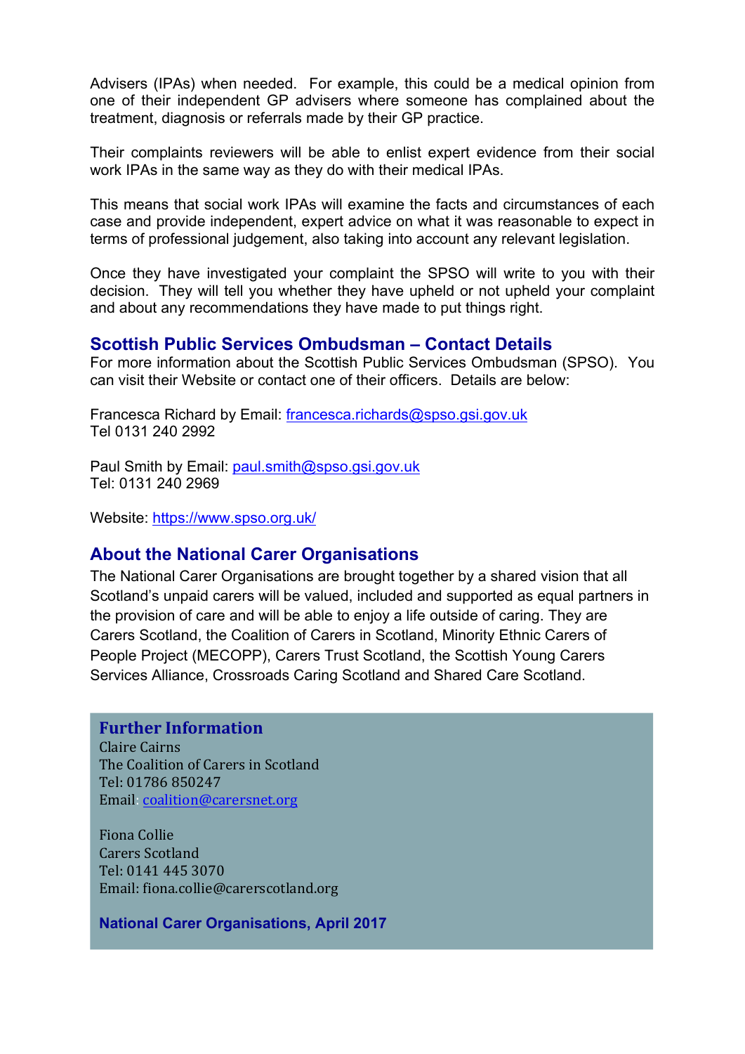Advisers (IPAs) when needed. For example, this could be a medical opinion from one of their independent GP advisers where someone has complained about the treatment, diagnosis or referrals made by their GP practice.

Their complaints reviewers will be able to enlist expert evidence from their social work IPAs in the same way as they do with their medical IPAs.

This means that social work IPAs will examine the facts and circumstances of each case and provide independent, expert advice on what it was reasonable to expect in terms of professional judgement, also taking into account any relevant legislation.

Once they have investigated your complaint the SPSO will write to you with their decision. They will tell you whether they have upheld or not upheld your complaint and about any recommendations they have made to put things right.

## Scottish Public Services Ombudsman – Contact Details

For more information about the Scottish Public Services Ombudsman (SPSO). You can visit their Website or contact one of their officers. Details are below:

Francesca Richard by Email: francesca.richards@spso.gsi.gov.uk
Tel 0131 240 2992

Paul Smith by Email: paul.smith@spso.gsi.gov.uk
Tel: 0131 240 2969

Website: https://www.spso.org.uk/

## About the National Carer Organisations

The National Carer Organisations are brought together by a shared vision that all Scotland's unpaid carers will be valued, included and supported as equal partners in the provision of care and will be able to enjoy a life outside of caring. They are Carers Scotland, the Coalition of Carers in Scotland, Minority Ethnic Carers of People Project (MECOPP), Carers Trust Scotland, the Scottish Young Carers Services Alliance, Crossroads Caring Scotland and Shared Care Scotland.

## Further Information

Claire Cairns
The Coalition of Carers in Scotland
Tel: 01786 850247
Email: coalition@carersnet.org

Fiona Collie
Carers Scotland
Tel: 0141 445 3070
Email: fiona.collie@carerscotland.org

**National Carer Organisations, April 2017**